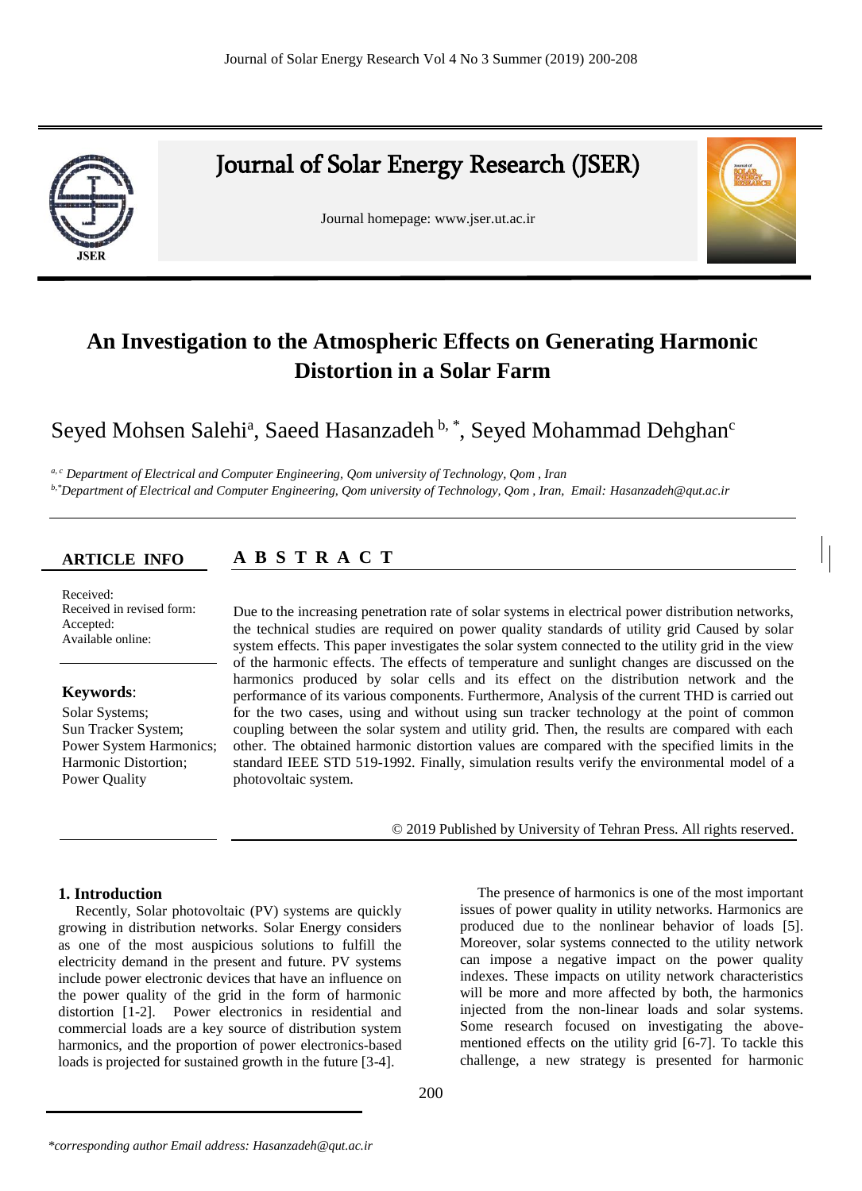# Journal of Solar Energy Research (JSER)

Journal homepage: www.jser.ut.ac.ir

# An Investigation to the Atmospheric Effects on Generating Harmonic Distortion in a Solar Farm

Seyed Mohsen Salehi[a], Saeed Hasanzadeh [b, *], Seyed Mohammad Dehghan[c]

[a, c] *Department of Electrical and Computer Engineering, Qom university of Technology, Qom , Iran*
[b,*] *Department of Electrical and Computer Engineering, Qom university of Technology, Qom , Iran, Email: Hasanzadeh@qut.ac.ir*

**ARTICLE INFO**

Received:
Received in revised form:
Accepted:
Available online:

**Keywords**:
Solar Systems;
Sun Tracker System;
Power System Harmonics;
Harmonic Distortion;
Power Quality

**A B S T R A C T**

Due to the increasing penetration rate of solar systems in electrical power distribution networks, the technical studies are required on power quality standards of utility grid Caused by solar system effects. This paper investigates the solar system connected to the utility grid in the view of the harmonic effects. The effects of temperature and sunlight changes are discussed on the harmonics produced by solar cells and its effect on the distribution network and the performance of its various components. Furthermore, Analysis of the current THD is carried out for the two cases, using and without using sun tracker technology at the point of common coupling between the solar system and utility grid. Then, the results are compared with each other. The obtained harmonic distortion values are compared with the specified limits in the standard IEEE STD 519-1992. Finally, simulation results verify the environmental model of a photovoltaic system.

© 2019 Published by University of Tehran Press. All rights reserved.

## 1. Introduction

Recently, Solar photovoltaic (PV) systems are quickly growing in distribution networks. Solar Energy considers as one of the most auspicious solutions to fulfill the electricity demand in the present and future. PV systems include power electronic devices that have an influence on the power quality of the grid in the form of harmonic distortion [1-2]. Power electronics in residential and commercial loads are a key source of distribution system harmonics, and the proportion of power electronics-based loads is projected for sustained growth in the future [3-4].

The presence of harmonics is one of the most important issues of power quality in utility networks. Harmonics are produced due to the nonlinear behavior of loads [5]. Moreover, solar systems connected to the utility network can impose a negative impact on the power quality indexes. These impacts on utility network characteristics will be more and more affected by both, the harmonics injected from the non-linear loads and solar systems. Some research focused on investigating the above-mentioned effects on the utility grid [6-7]. To tackle this challenge, a new strategy is presented for harmonic

*corresponding author Email address: Hasanzadeh@qut.ac.ir*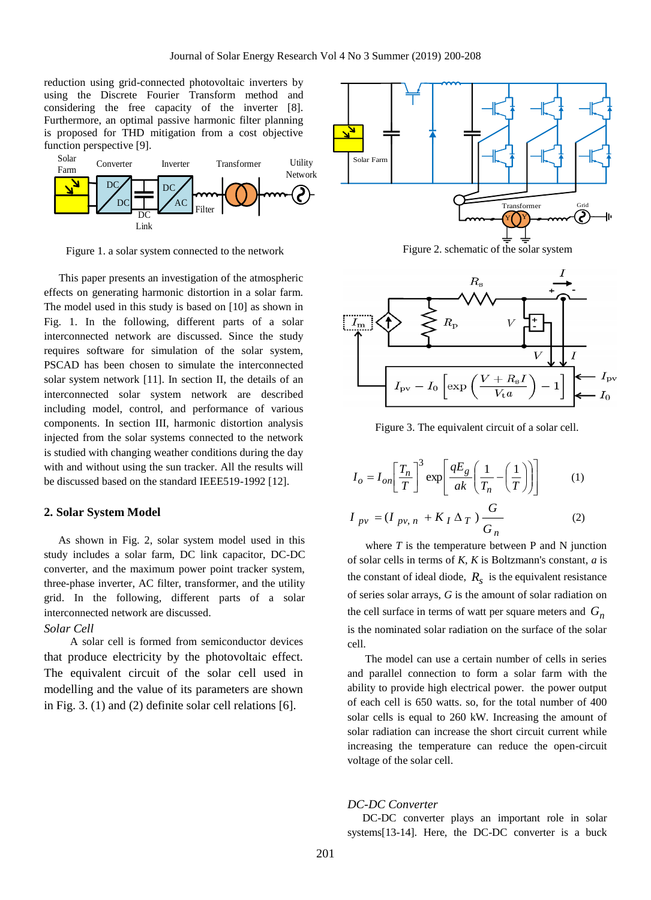reduction using grid-connected photovoltaic inverters by using the Discrete Fourier Transform method and considering the free capacity of the inverter [8]. Furthermore, an optimal passive harmonic filter planning is proposed for THD mitigation from a cost objective function perspective [9].

Figure 1. a solar system connected to the network

This paper presents an investigation of the atmospheric effects on generating harmonic distortion in a solar farm. The model used in this study is based on [10] as shown in Fig. 1. In the following, different parts of a solar interconnected network are discussed. Since the study requires software for simulation of the solar system, PSCAD has been chosen to simulate the interconnected solar system network [11]. In section II, the details of an interconnected solar system network are described including model, control, and performance of various components. In section III, harmonic distortion analysis injected from the solar systems connected to the network is studied with changing weather conditions during the day with and without using the sun tracker. All the results will be discussed based on the standard IEEE519-1992 [12].

## 2. Solar System Model

As shown in Fig. 2, solar system model used in this study includes a solar farm, DC link capacitor, DC-DC converter, and the maximum power point tracker system, three-phase inverter, AC filter, transformer, and the utility grid. In the following, different parts of a solar interconnected network are discussed.

*Solar Cell*

A solar cell is formed from semiconductor devices that produce electricity by the photovoltaic effect. The equivalent circuit of the solar cell used in modelling and the value of its parameters are shown in Fig. 3. (1) and (2) definite solar cell relations [6].

Figure 2. schematic of the solar system

Figure 3. The equivalent circuit of a solar cell.

$$I_o = I_{on}\left[\frac{T_n}{T}\right]^3 \exp\left[\frac{qE_g}{ak}\left(\frac{1}{T_n}-\left(\frac{1}{T}\right)\right)\right] \quad (1)$$

$$I_{pv} = (I_{pv,n} + K_I \Delta_T)\frac{G}{G_n} \quad (2)$$

where $T$ is the temperature between P and N junction of solar cells in terms of $K$, $K$ is Boltzmann's constant, $a$ is the constant of ideal diode, $R_s$ is the equivalent resistance of series solar arrays, $G$ is the amount of solar radiation on the cell surface in terms of watt per square meters and $G_n$ is the nominated solar radiation on the surface of the solar cell.

The model can use a certain number of cells in series and parallel connection to form a solar farm with the ability to provide high electrical power. the power output of each cell is 650 watts. so, for the total number of 400 solar cells is equal to 260 kW. Increasing the amount of solar radiation can increase the short circuit current while increasing the temperature can reduce the open-circuit voltage of the solar cell.

*DC-DC Converter*

DC-DC converter plays an important role in solar systems[13-14]. Here, the DC-DC converter is a buck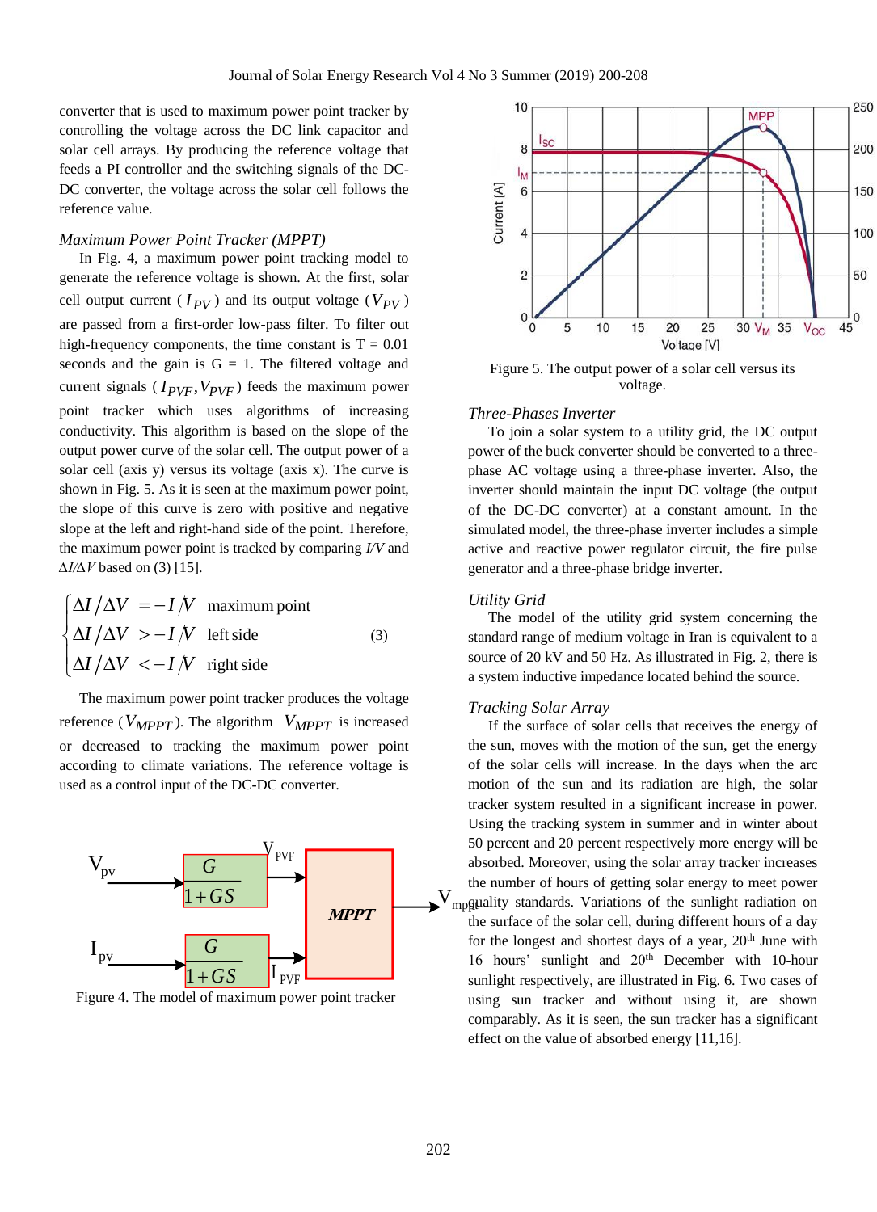converter that is used to maximum power point tracker by controlling the voltage across the DC link capacitor and solar cell arrays. By producing the reference voltage that feeds a PI controller and the switching signals of the DC-DC converter, the voltage across the solar cell follows the reference value.

*Maximum Power Point Tracker (MPPT)*

In Fig. 4, a maximum power point tracking model to generate the reference voltage is shown. At the first, solar cell output current ($I_{PV}$) and its output voltage ($V_{PV}$) are passed from a first-order low-pass filter. To filter out high-frequency components, the time constant is T = 0.01 seconds and the gain is G = 1. The filtered voltage and current signals ($I_{PVF}, V_{PVF}$) feeds the maximum power point tracker which uses algorithms of increasing conductivity. This algorithm is based on the slope of the output power curve of the solar cell. The output power of a solar cell (axis y) versus its voltage (axis x). The curve is shown in Fig. 5. As it is seen at the maximum power point, the slope of this curve is zero with positive and negative slope at the left and right-hand side of the point. Therefore, the maximum power point is tracked by comparing $I/V$ and $\Delta I/\Delta V$ based on (3) [15].

$$\begin{cases} \Delta I/\Delta V = -I/V & \text{maximum point} \\ \Delta I/\Delta V > -I/V & \text{left side} \\ \Delta I/\Delta V < -I/V & \text{right side} \end{cases} \tag{3}$$

The maximum power point tracker produces the voltage reference ($V_{MPPT}$). The algorithm $V_{MPPT}$ is increased or decreased to tracking the maximum power point according to climate variations. The reference voltage is used as a control input of the DC-DC converter.

Figure 4. The model of maximum power point tracker

Figure 5. The output power of a solar cell versus its voltage.

*Three-Phases Inverter*

To join a solar system to a utility grid, the DC output power of the buck converter should be converted to a three-phase AC voltage using a three-phase inverter. Also, the inverter should maintain the input DC voltage (the output of the DC-DC converter) at a constant amount. In the simulated model, the three-phase inverter includes a simple active and reactive power regulator circuit, the fire pulse generator and a three-phase bridge inverter.

*Utility Grid*

The model of the utility grid system concerning the standard range of medium voltage in Iran is equivalent to a source of 20 kV and 50 Hz. As illustrated in Fig. 2, there is a system inductive impedance located behind the source.

*Tracking Solar Array*

If the surface of solar cells that receives the energy of the sun, moves with the motion of the sun, get the energy of the solar cells will increase. In the days when the arc motion of the sun and its radiation are high, the solar tracker system resulted in a significant increase in power. Using the tracking system in summer and in winter about 50 percent and 20 percent respectively more energy will be absorbed. Moreover, using the solar array tracker increases the number of hours of getting solar energy to meet power quality standards. Variations of the sunlight radiation on the surface of the solar cell, during different hours of a day for the longest and shortest days of a year, 20th June with 16 hours' sunlight and 20th December with 10-hour sunlight respectively, are illustrated in Fig. 6. Two cases of using sun tracker and without using it, are shown comparably. As it is seen, the sun tracker has a significant effect on the value of absorbed energy [11,16].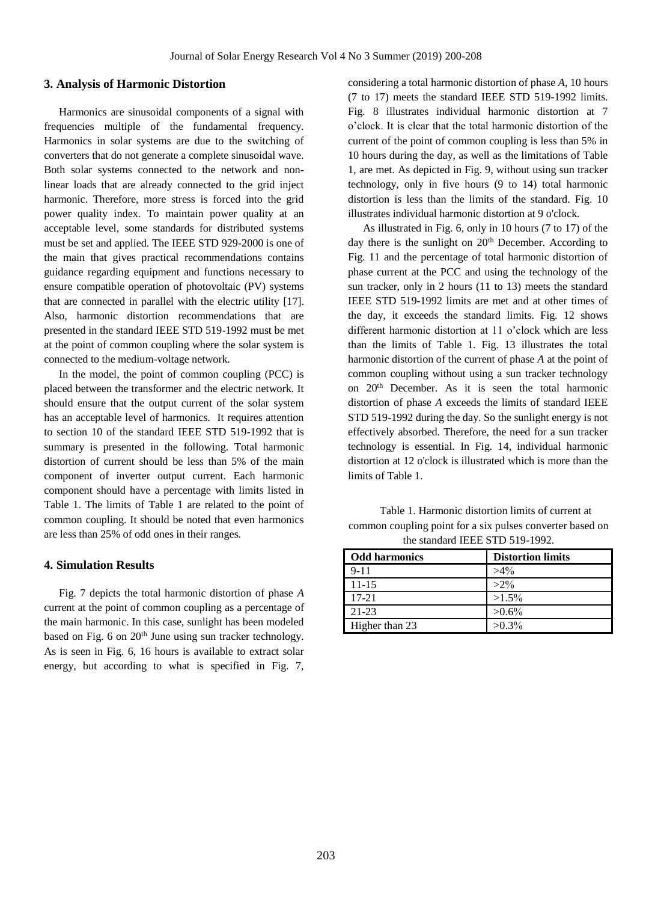## 3. Analysis of Harmonic Distortion

Harmonics are sinusoidal components of a signal with frequencies multiple of the fundamental frequency. Harmonics in solar systems are due to the switching of converters that do not generate a complete sinusoidal wave. Both solar systems connected to the network and non-linear loads that are already connected to the grid inject harmonic. Therefore, more stress is forced into the grid power quality index. To maintain power quality at an acceptable level, some standards for distributed systems must be set and applied. The IEEE STD 929-2000 is one of the main that gives practical recommendations contains guidance regarding equipment and functions necessary to ensure compatible operation of photovoltaic (PV) systems that are connected in parallel with the electric utility [17]. Also, harmonic distortion recommendations that are presented in the standard IEEE STD 519-1992 must be met at the point of common coupling where the solar system is connected to the medium-voltage network.

In the model, the point of common coupling (PCC) is placed between the transformer and the electric network. It should ensure that the output current of the solar system has an acceptable level of harmonics. It requires attention to section 10 of the standard IEEE STD 519-1992 that is summary is presented in the following. Total harmonic distortion of current should be less than 5% of the main component of inverter output current. Each harmonic component should have a percentage with limits listed in Table 1. The limits of Table 1 are related to the point of common coupling. It should be noted that even harmonics are less than 25% of odd ones in their ranges.

## 4. Simulation Results

Fig. 7 depicts the total harmonic distortion of phase *A* current at the point of common coupling as a percentage of the main harmonic. In this case, sunlight has been modeled based on Fig. 6 on 20th June using sun tracker technology. As is seen in Fig. 6, 16 hours is available to extract solar energy, but according to what is specified in Fig. 7, considering a total harmonic distortion of phase *A*, 10 hours (7 to 17) meets the standard IEEE STD 519-1992 limits. Fig. 8 illustrates individual harmonic distortion at 7 o'clock. It is clear that the total harmonic distortion of the current of the point of common coupling is less than 5% in 10 hours during the day, as well as the limitations of Table 1, are met. As depicted in Fig. 9, without using sun tracker technology, only in five hours (9 to 14) total harmonic distortion is less than the limits of the standard. Fig. 10 illustrates individual harmonic distortion at 9 o'clock.

As illustrated in Fig. 6, only in 10 hours (7 to 17) of the day there is the sunlight on 20th December. According to Fig. 11 and the percentage of total harmonic distortion of phase current at the PCC and using the technology of the sun tracker, only in 2 hours (11 to 13) meets the standard IEEE STD 519-1992 limits are met and at other times of the day, it exceeds the standard limits. Fig. 12 shows different harmonic distortion at 11 o'clock which are less than the limits of Table 1. Fig. 13 illustrates the total harmonic distortion of the current of phase *A* at the point of common coupling without using a sun tracker technology on 20th December. As it is seen the total harmonic distortion of phase *A* exceeds the limits of standard IEEE STD 519-1992 during the day. So the sunlight energy is not effectively absorbed. Therefore, the need for a sun tracker technology is essential. In Fig. 14, individual harmonic distortion at 12 o'clock is illustrated which is more than the limits of Table 1.

Table 1. Harmonic distortion limits of current at common coupling point for a six pulses converter based on the standard IEEE STD 519-1992.

| Odd harmonics | Distortion limits |
|---|---|
| 9-11 | >4% |
| 11-15 | >2% |
| 17-21 | >1.5% |
| 21-23 | >0.6% |
| Higher than 23 | >0.3% |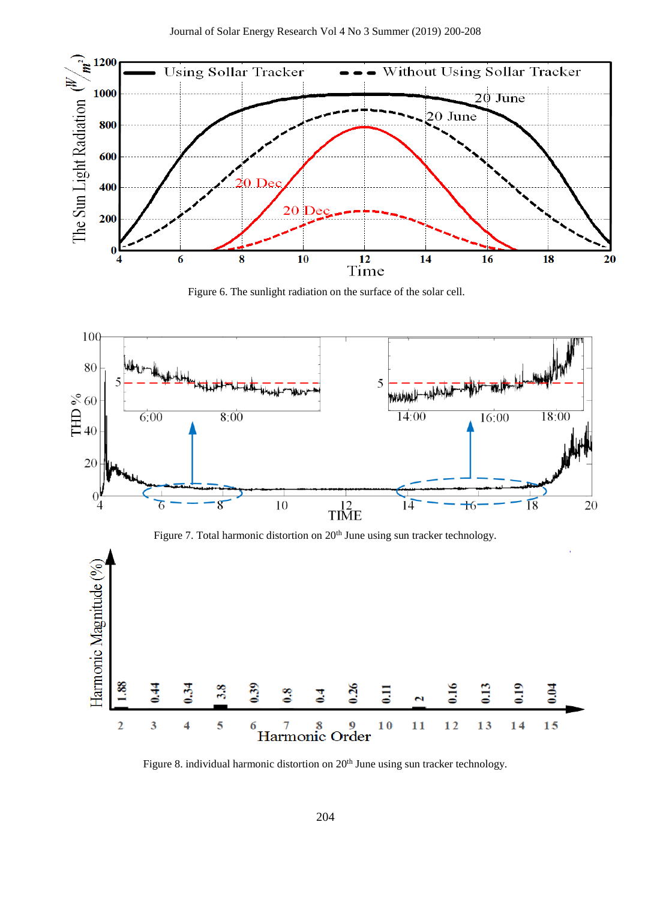Figure 6. The sunlight radiation on the surface of the solar cell.

Figure 7. Total harmonic distortion on 20th June using sun tracker technology.

Figure 8. individual harmonic distortion on 20th June using sun tracker technology.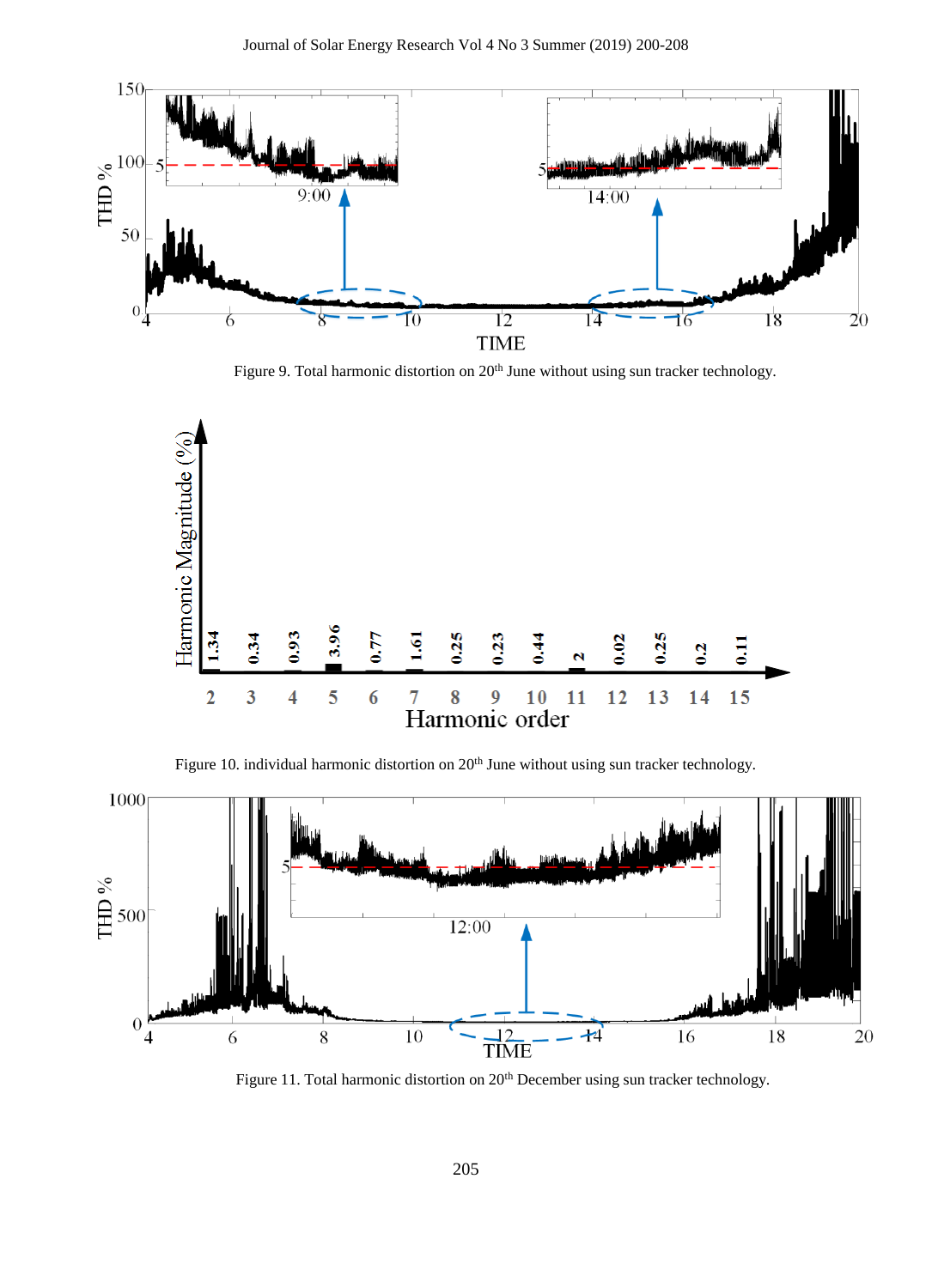Figure 9. Total harmonic distortion on 20th June without using sun tracker technology.

Figure 10. individual harmonic distortion on 20th June without using sun tracker technology.

Figure 11. Total harmonic distortion on 20th December using sun tracker technology.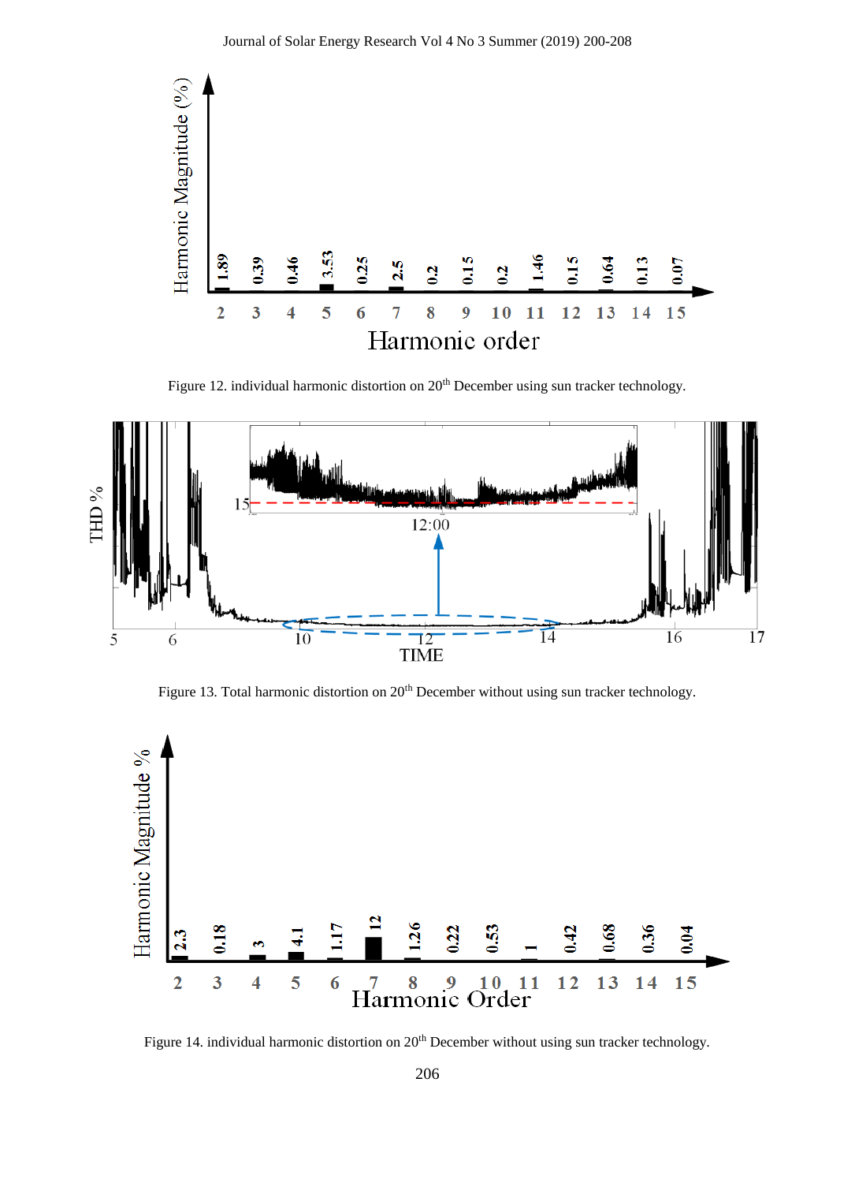Figure 12. individual harmonic distortion on 20th December using sun tracker technology.

Figure 13. Total harmonic distortion on 20th December without using sun tracker technology.

Figure 14. individual harmonic distortion on 20th December without using sun tracker technology.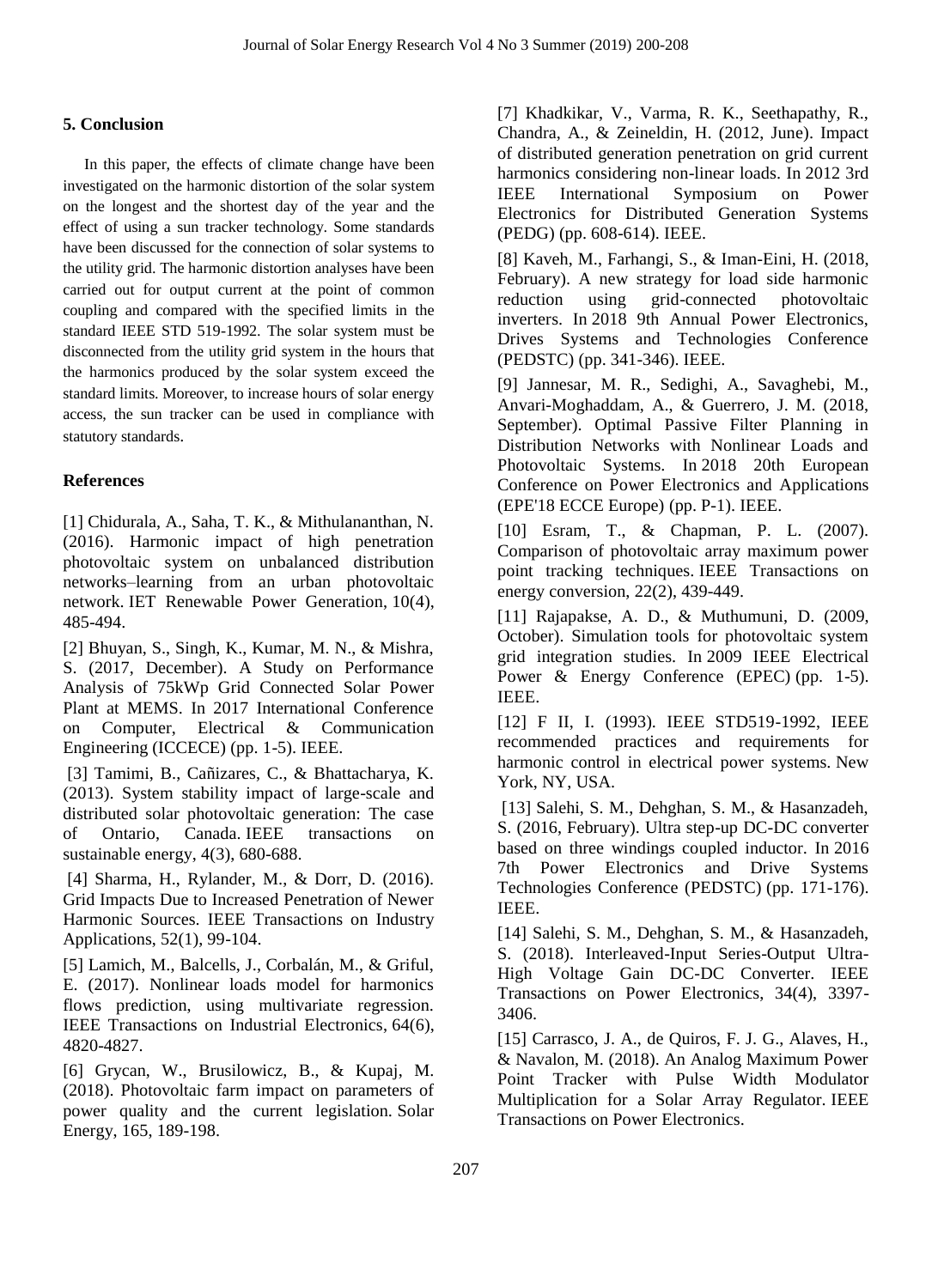## 5. Conclusion

In this paper, the effects of climate change have been investigated on the harmonic distortion of the solar system on the longest and the shortest day of the year and the effect of using a sun tracker technology. Some standards have been discussed for the connection of solar systems to the utility grid. The harmonic distortion analyses have been carried out for output current at the point of common coupling and compared with the specified limits in the standard IEEE STD 519-1992. The solar system must be disconnected from the utility grid system in the hours that the harmonics produced by the solar system exceed the standard limits. Moreover, to increase hours of solar energy access, the sun tracker can be used in compliance with statutory standards.

## References

[1] Chidurala, A., Saha, T. K., & Mithulananthan, N. (2016). Harmonic impact of high penetration photovoltaic system on unbalanced distribution networks–learning from an urban photovoltaic network. IET Renewable Power Generation, 10(4), 485-494.

[2] Bhuyan, S., Singh, K., Kumar, M. N., & Mishra, S. (2017, December). A Study on Performance Analysis of 75kWp Grid Connected Solar Power Plant at MEMS. In 2017 International Conference on Computer, Electrical & Communication Engineering (ICCECE) (pp. 1-5). IEEE.

[3] Tamimi, B., Cañizares, C., & Bhattacharya, K. (2013). System stability impact of large-scale and distributed solar photovoltaic generation: The case of Ontario, Canada. IEEE transactions on sustainable energy, 4(3), 680-688.

[4] Sharma, H., Rylander, M., & Dorr, D. (2016). Grid Impacts Due to Increased Penetration of Newer Harmonic Sources. IEEE Transactions on Industry Applications, 52(1), 99-104.

[5] Lamich, M., Balcells, J., Corbalán, M., & Griful, E. (2017). Nonlinear loads model for harmonics flows prediction, using multivariate regression. IEEE Transactions on Industrial Electronics, 64(6), 4820-4827.

[6] Grycan, W., Brusilowicz, B., & Kupaj, M. (2018). Photovoltaic farm impact on parameters of power quality and the current legislation. Solar Energy, 165, 189-198.

[7] Khadkikar, V., Varma, R. K., Seethapathy, R., Chandra, A., & Zeineldin, H. (2012, June). Impact of distributed generation penetration on grid current harmonics considering non-linear loads. In 2012 3rd IEEE International Symposium on Power Electronics for Distributed Generation Systems (PEDG) (pp. 608-614). IEEE.

[8] Kaveh, M., Farhangi, S., & Iman-Eini, H. (2018, February). A new strategy for load side harmonic reduction using grid-connected photovoltaic inverters. In 2018 9th Annual Power Electronics, Drives Systems and Technologies Conference (PEDSTC) (pp. 341-346). IEEE.

[9] Jannesar, M. R., Sedighi, A., Savaghebi, M., Anvari-Moghaddam, A., & Guerrero, J. M. (2018, September). Optimal Passive Filter Planning in Distribution Networks with Nonlinear Loads and Photovoltaic Systems. In 2018 20th European Conference on Power Electronics and Applications (EPE'18 ECCE Europe) (pp. P-1). IEEE.

[10] Esram, T., & Chapman, P. L. (2007). Comparison of photovoltaic array maximum power point tracking techniques. IEEE Transactions on energy conversion, 22(2), 439-449.

[11] Rajapakse, A. D., & Muthumuni, D. (2009, October). Simulation tools for photovoltaic system grid integration studies. In 2009 IEEE Electrical Power & Energy Conference (EPEC) (pp. 1-5). IEEE.

[12] F II, I. (1993). IEEE STD519-1992, IEEE recommended practices and requirements for harmonic control in electrical power systems. New York, NY, USA.

[13] Salehi, S. M., Dehghan, S. M., & Hasanzadeh, S. (2016, February). Ultra step-up DC-DC converter based on three windings coupled inductor. In 2016 7th Power Electronics and Drive Systems Technologies Conference (PEDSTC) (pp. 171-176). IEEE.

[14] Salehi, S. M., Dehghan, S. M., & Hasanzadeh, S. (2018). Interleaved-Input Series-Output Ultra-High Voltage Gain DC-DC Converter. IEEE Transactions on Power Electronics, 34(4), 3397-3406.

[15] Carrasco, J. A., de Quiros, F. J. G., Alaves, H., & Navalon, M. (2018). An Analog Maximum Power Point Tracker with Pulse Width Modulator Multiplication for a Solar Array Regulator. IEEE Transactions on Power Electronics.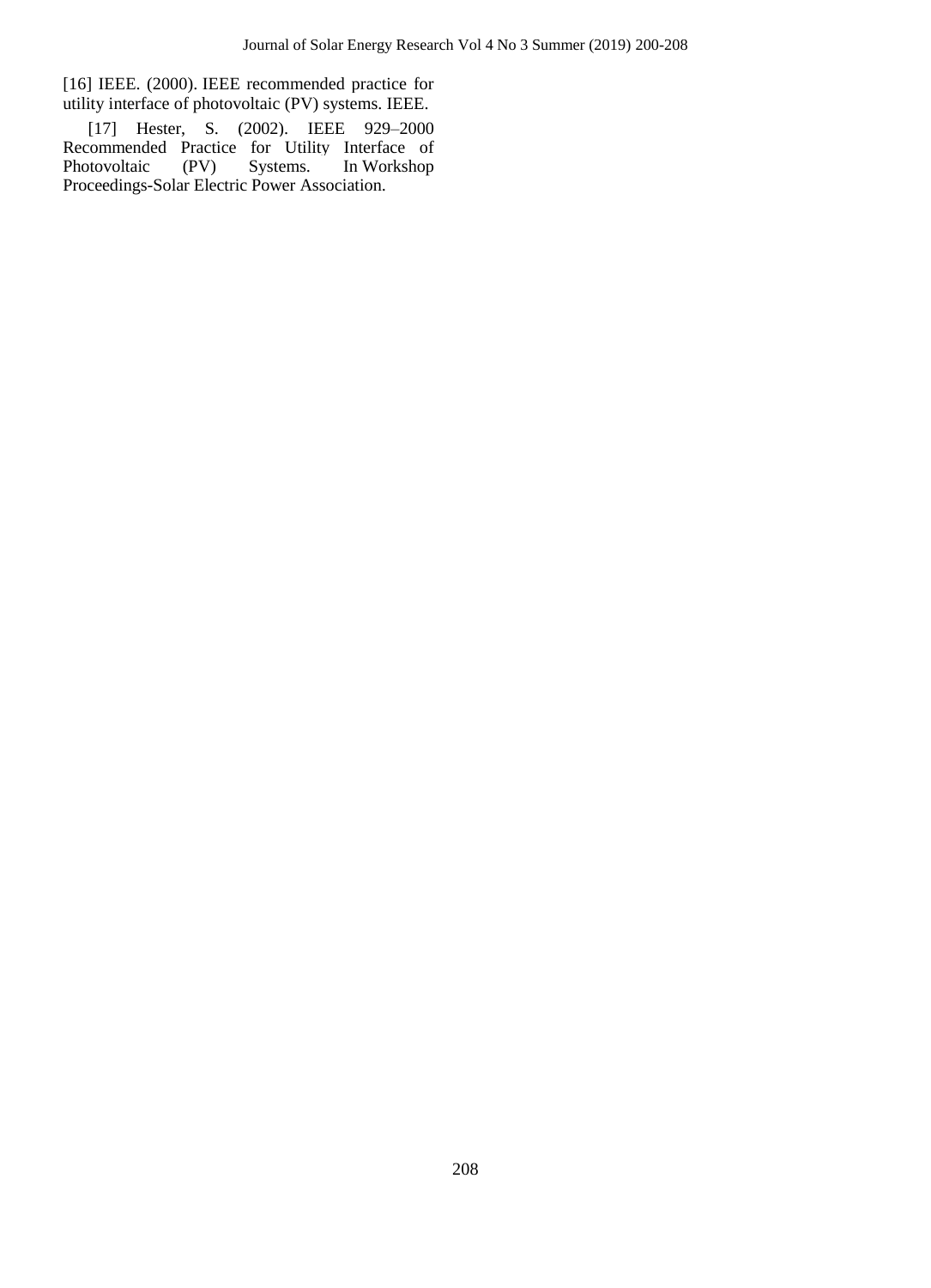[16] IEEE. (2000). IEEE recommended practice for utility interface of photovoltaic (PV) systems. IEEE.

[17] Hester, S. (2002). IEEE 929–2000 Recommended Practice for Utility Interface of Photovoltaic (PV) Systems. In Workshop Proceedings-Solar Electric Power Association.